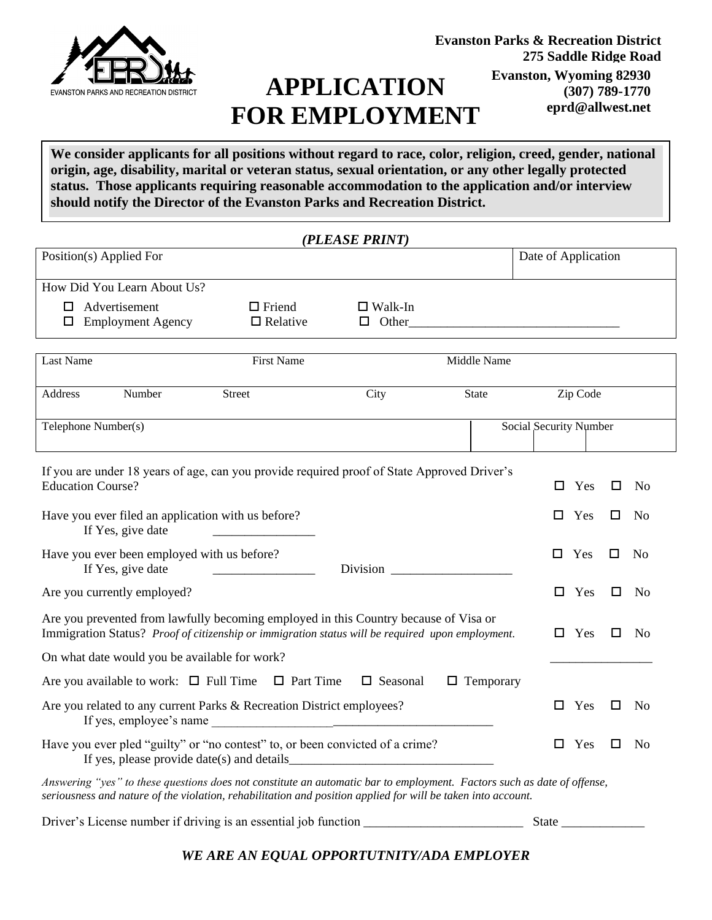EVANSTON PARKS AND RECREATION DISTRICT

**Evanston Parks & Recreation District**
**275 Saddle Ridge Road**
**Evanston, Wyoming 82930**
**(307) 789-1770**
**eprd@allwest.net**

# APPLICATION FOR EMPLOYMENT

**We consider applicants for all positions without regard to race, color, religion, creed, gender, national origin, age, disability, marital or veteran status, sexual orientation, or any other legally protected status. Those applicants requiring reasonable accommodation to the application and/or interview should notify the Director of the Evanston Parks and Recreation District.**

***(PLEASE PRINT)***

| Position(s) Applied For | Date of Application |
|---|---|
| | |

How Did You Learn About Us?

- ☐ Advertisement ☐ Friend ☐ Walk-In
- ☐ Employment Agency ☐ Relative ☐ Other________________________________

| Last Name | | First Name | | Middle Name | |
|---|---|---|---|---|---|
| Address | Number | Street | City | State | Zip Code |
| Telephone Number(s) | | | | Social Security Number | |

| | |
|---|---|
| If you are under 18 years of age, can you provide required proof of State Approved Driver's Education Course? | ☐ Yes ☐ No |
| Have you ever filed an application with us before?<br>If Yes, give date ________________ | ☐ Yes ☐ No |
| Have you ever been employed with us before?<br>If Yes, give date ________________ Division ___________________ | ☐ Yes ☐ No |
| Are you currently employed? | ☐ Yes ☐ No |
| Are you prevented from lawfully becoming employed in this Country because of Visa or Immigration Status? *Proof of citizenship or immigration status will be required upon employment.* | ☐ Yes ☐ No |
| On what date would you be available for work? | ________________ |
| Are you available to work: ☐ Full Time ☐ Part Time ☐ Seasonal ☐ Temporary | |
| Are you related to any current Parks & Recreation District employees?<br>If yes, employee's name ____________________________________________ | ☐ Yes ☐ No |
| Have you ever pled "guilty" or "no contest" to, or been convicted of a crime?<br>If yes, please provide date(s) and details________________________________ | ☐ Yes ☐ No |

*Answering "yes" to these questions does not constitute an automatic bar to employment. Factors such as date of offense, seriousness and nature of the violation, rehabilitation and position applied for will be taken into account.*

Driver's License number if driving is an essential job function _________________________ State _____________

***WE ARE AN EQUAL OPPORTUTNITY/ADA EMPLOYER***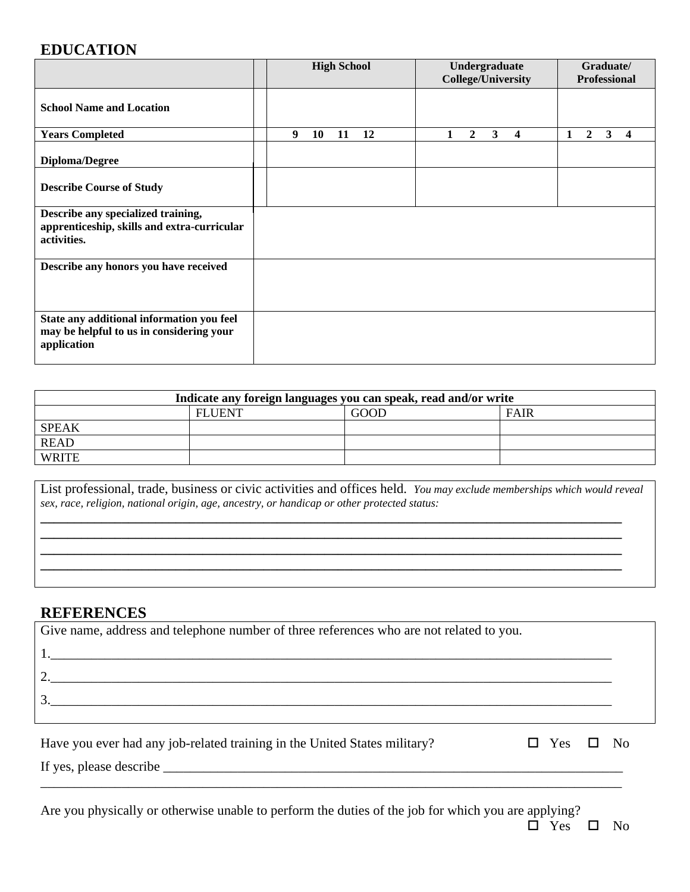## EDUCATION

| | High School | Undergraduate College/University | Graduate/ Professional |
|---|---|---|---|
| **School Name and Location** | | | |
| **Years Completed** | **9 10 11 12** | **1 2 3 4** | **1 2 3 4** |
| **Diploma/Degree** | | | |
| **Describe Course of Study** | | | |
| **Describe any specialized training, apprenticeship, skills and extra-curricular activities.** | | | |
| **Describe any honors you have received** | | | |
| **State any additional information you feel may be helpful to us in considering your application** | | | |

| **Indicate any foreign languages you can speak, read and/or write** | | | |
|---|---|---|---|
| | FLUENT | GOOD | FAIR |
| SPEAK | | | |
| READ | | | |
| WRITE | | | |

List professional, trade, business or civic activities and offices held. *You may exclude memberships which would reveal sex, race, religion, national origin, age, ancestry, or handicap or other protected status:*

______________________________________________________________________________
______________________________________________________________________________
______________________________________________________________________________
______________________________________________________________________________

## REFERENCES

Give name, address and telephone number of three references who are not related to you.

1.____________________________________________________________________________

2.____________________________________________________________________________

3.____________________________________________________________________________

Have you ever had any job-related training in the United States military? ☐ Yes ☐ No

If yes, please describe ________________________________________________________

______________________________________________________________________________

Are you physically or otherwise unable to perform the duties of the job for which you are applying? ☐ Yes ☐ No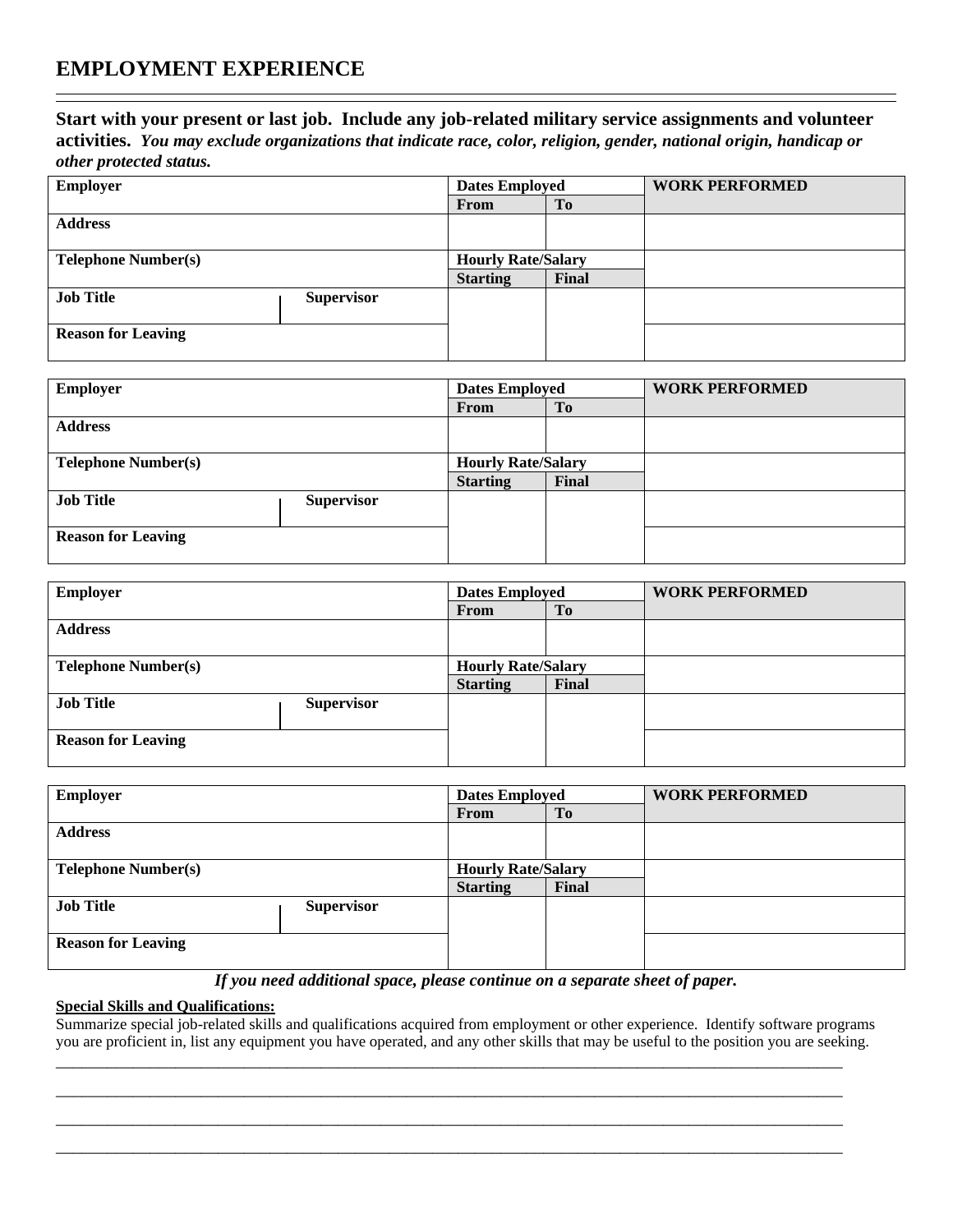## EMPLOYMENT EXPERIENCE

**Start with your present or last job. Include any job-related military service assignments and volunteer activities.** ***You may exclude organizations that indicate race, color, religion, gender, national origin, handicap or other protected status.***

| Employer | | Dates Employed | | WORK PERFORMED |
|---|---|---|---|---|
| | | From | To | |
| Address | | | | |
| Telephone Number(s) | | Hourly Rate/Salary | | |
| | | Starting | Final | |
| Job Title | Supervisor | | | |
| Reason for Leaving | | | | |

| Employer | | Dates Employed | | WORK PERFORMED |
|---|---|---|---|---|
| | | From | To | |
| Address | | | | |
| Telephone Number(s) | | Hourly Rate/Salary | | |
| | | Starting | Final | |
| Job Title | Supervisor | | | |
| Reason for Leaving | | | | |

| Employer | | Dates Employed | | WORK PERFORMED |
|---|---|---|---|---|
| | | From | To | |
| Address | | | | |
| Telephone Number(s) | | Hourly Rate/Salary | | |
| | | Starting | Final | |
| Job Title | Supervisor | | | |
| Reason for Leaving | | | | |

| Employer | | Dates Employed | | WORK PERFORMED |
|---|---|---|---|---|
| | | From | To | |
| Address | | | | |
| Telephone Number(s) | | Hourly Rate/Salary | | |
| | | Starting | Final | |
| Job Title | Supervisor | | | |
| Reason for Leaving | | | | |

***If you need additional space, please continue on a separate sheet of paper.***

**Special Skills and Qualifications:**

Summarize special job-related skills and qualifications acquired from employment or other experience. Identify software programs you are proficient in, list any equipment you have operated, and any other skills that may be useful to the position you are seeking.

________________________________________________________________________________

________________________________________________________________________________

________________________________________________________________________________

________________________________________________________________________________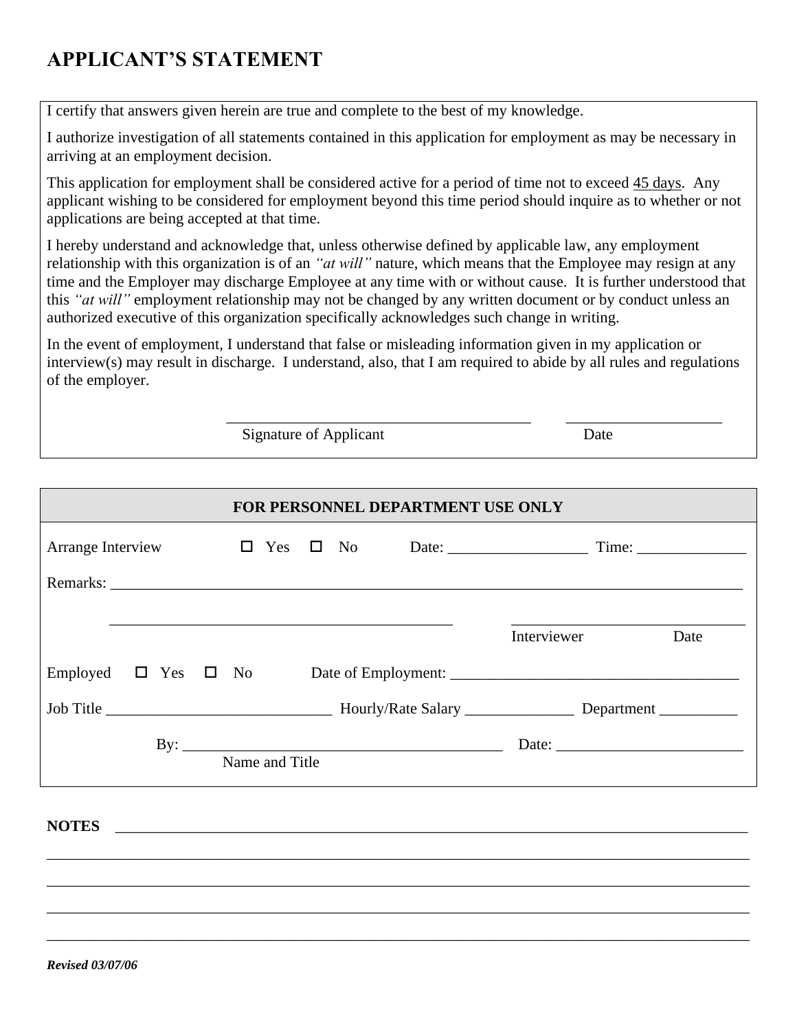# APPLICANT'S STATEMENT

I certify that answers given herein are true and complete to the best of my knowledge.

I authorize investigation of all statements contained in this application for employment as may be necessary in arriving at an employment decision.

This application for employment shall be considered active for a period of time not to exceed 45 days. Any applicant wishing to be considered for employment beyond this time period should inquire as to whether or not applications are being accepted at that time.

I hereby understand and acknowledge that, unless otherwise defined by applicable law, any employment relationship with this organization is of an *"at will"* nature, which means that the Employee may resign at any time and the Employer may discharge Employee at any time with or without cause. It is further understood that this *"at will"* employment relationship may not be changed by any written document or by conduct unless an authorized executive of this organization specifically acknowledges such change in writing.

In the event of employment, I understand that false or misleading information given in my application or interview(s) may result in discharge. I understand, also, that I am required to abide by all rules and regulations of the employer.

________________________________________ ____________________
Signature of Applicant Date

**FOR PERSONNEL DEPARTMENT USE ONLY**

Arrange Interview ☐ Yes ☐ No Date: __________________ Time: ______________

Remarks: ________________________________________________________________________________

_____________________________________________ ______________________________
Interviewer Date

Employed ☐ Yes ☐ No Date of Employment: _____________________________________

Job Title _____________________________ Hourly/Rate Salary ______________ Department __________

By: __________________________________________ Date: ________________________
Name and Title

**NOTES** ________________________________________________________________________________

________________________________________________________________________________________

________________________________________________________________________________________

________________________________________________________________________________________

________________________________________________________________________________________

***Revised 03/07/06***